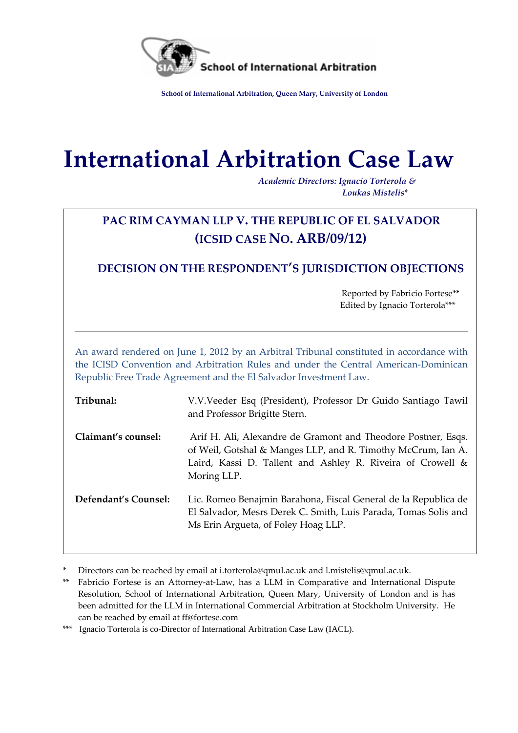School of International Arbitration

School of International Arbitration, Queen Mary, University of London

# International Arbitration Case Law

*Academic Directors: Ignacio Torterola & Loukas Misteli*s*

## PAC RIM CAYMAN LLP V. THE REPUBLIC OF EL SALVADOR (ICSID CASE NO. ARB/09/12)

## DECISION ON THE RESPONDENT'S JURISDICTION OBJECTIONS

Reported by Fabricio Fortese**
Edited by Ignacio Torterola***

---

An award rendered on June 1, 2012 by an Arbitral Tribunal constituted in accordance with the ICISD Convention and Arbitration Rules and under the Central American-Dominican Republic Free Trade Agreement and the El Salvador Investment Law.

**Tribunal:** V.V.Veeder Esq (President), Professor Dr Guido Santiago Tawil and Professor Brigitte Stern.

**Claimant's counsel:** Arif H. Ali, Alexandre de Gramont and Theodore Postner, Esqs. of Weil, Gotshal & Manges LLP, and R. Timothy McCrum, Ian A. Laird, Kassi D. Tallent and Ashley R. Riveira of Crowell & Moring LLP.

**Defendant's Counsel:** Lic. Romeo Benajmin Barahona, Fiscal General de la Republica de El Salvador, Mesrs Derek C. Smith, Luis Parada, Tomas Solis and Ms Erin Argueta, of Foley Hoag LLP.

---

\* Directors can be reached by email at i.torterola@qmul.ac.uk and l.mistelis@qmul.ac.uk.

\*\* Fabricio Fortese is an Attorney-at-Law, has a LLM in Comparative and International Dispute Resolution, School of International Arbitration, Queen Mary, University of London and is has been admitted for the LLM in International Commercial Arbitration at Stockholm University. He can be reached by email at ff@fortese.com

\*\*\* Ignacio Torterola is co-Director of International Arbitration Case Law (IACL).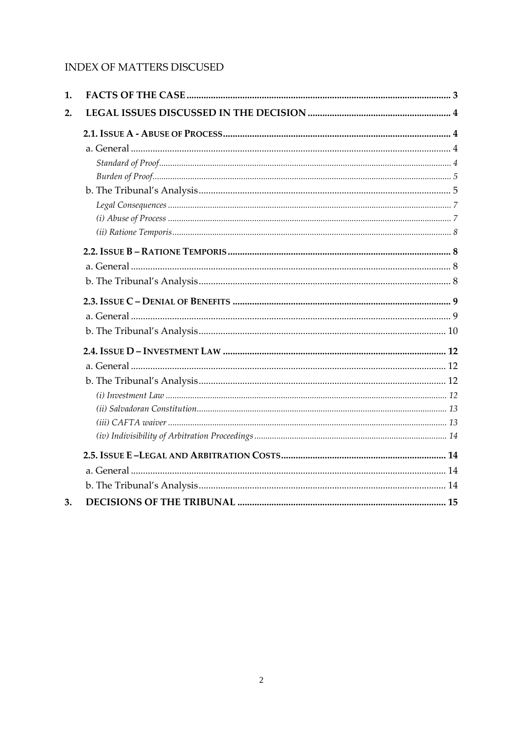## INDEX OF MATTERS DISCUSED

**1. FACTS OF THE CASE** ........................................................................ **3**

**2. LEGAL ISSUES DISCUSSED IN THE DECISION** ........................................ **4**

- **2.1. ISSUE A - ABUSE OF PROCESS** ........................................................ **4**
  - a. General ........................................................................................ 4
    - *Standard of Proof* ......................................................................... *4*
    - *Burden of Proof* ........................................................................... *5*
  - b. The Tribunal's Analysis ................................................................ 5
    - *Legal Consequences* ..................................................................... *7*
    - *(i) Abuse of Process* ..................................................................... *7*
    - *(ii) Ratione Temporis* ..................................................................... *8*
- **2.2. ISSUE B – RATIONE TEMPORIS** ........................................................ **8**
  - a. General ........................................................................................ 8
  - b. The Tribunal's Analysis ................................................................ 8
- **2.3. ISSUE C – DENIAL OF BENEFITS** ..................................................... **9**
  - a. General ........................................................................................ 9
  - b. The Tribunal's Analysis ................................................................ 10
- **2.4. ISSUE D – INVESTMENT LAW** ......................................................... **12**
  - a. General ........................................................................................ 12
  - b. The Tribunal's Analysis ................................................................ 12
    - *(i) Investment Law* ........................................................................ *12*
    - *(ii) Salvadoran Constitution* ............................................................ *13*
    - *(iii) CAFTA waiver* ........................................................................ *13*
    - *(iv) Indivisibility of Arbitration Proceedings* ...................................... *14*
- **2.5. ISSUE E –LEGAL AND ARBITRATION COSTS** ...................................... **14**
  - a. General ........................................................................................ 14
  - b. The Tribunal's Analysis ................................................................ 14

**3. DECISIONS OF THE TRIBUNAL** ............................................................ **15**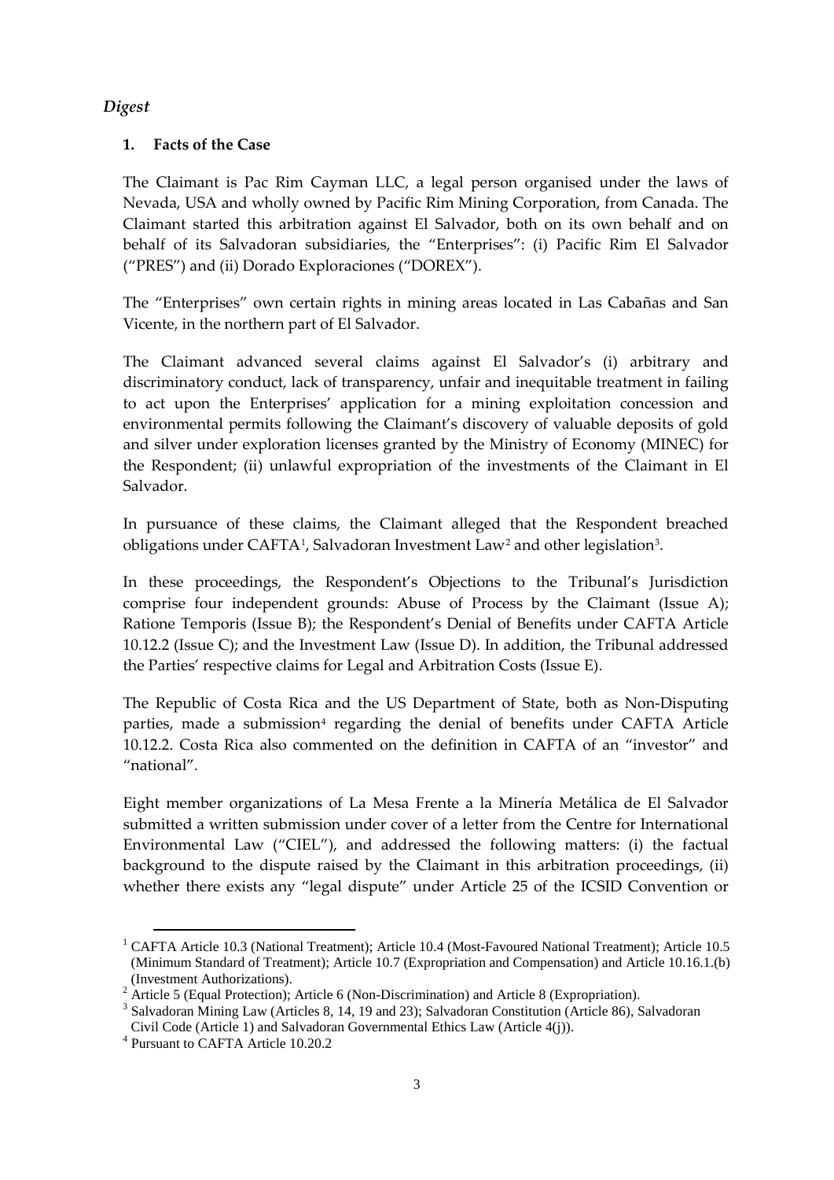*Digest*

**1. Facts of the Case**

The Claimant is Pac Rim Cayman LLC, a legal person organised under the laws of Nevada, USA and wholly owned by Pacific Rim Mining Corporation, from Canada. The Claimant started this arbitration against El Salvador, both on its own behalf and on behalf of its Salvadoran subsidiaries, the "Enterprises": (i) Pacific Rim El Salvador ("PRES") and (ii) Dorado Exploraciones ("DOREX").

The "Enterprises" own certain rights in mining areas located in Las Cabañas and San Vicente, in the northern part of El Salvador.

The Claimant advanced several claims against El Salvador's (i) arbitrary and discriminatory conduct, lack of transparency, unfair and inequitable treatment in failing to act upon the Enterprises' application for a mining exploitation concession and environmental permits following the Claimant's discovery of valuable deposits of gold and silver under exploration licenses granted by the Ministry of Economy (MINEC) for the Respondent; (ii) unlawful expropriation of the investments of the Claimant in El Salvador.

In pursuance of these claims, the Claimant alleged that the Respondent breached obligations under CAFTA[1], Salvadoran Investment Law[2] and other legislation[3].

In these proceedings, the Respondent's Objections to the Tribunal's Jurisdiction comprise four independent grounds: Abuse of Process by the Claimant (Issue A); Ratione Temporis (Issue B); the Respondent's Denial of Benefits under CAFTA Article 10.12.2 (Issue C); and the Investment Law (Issue D). In addition, the Tribunal addressed the Parties' respective claims for Legal and Arbitration Costs (Issue E).

The Republic of Costa Rica and the US Department of State, both as Non-Disputing parties, made a submission[4] regarding the denial of benefits under CAFTA Article 10.12.2. Costa Rica also commented on the definition in CAFTA of an "investor" and "national".

Eight member organizations of La Mesa Frente a la Minería Metálica de El Salvador submitted a written submission under cover of a letter from the Centre for International Environmental Law ("CIEL"), and addressed the following matters: (i) the factual background to the dispute raised by the Claimant in this arbitration proceedings, (ii) whether there exists any "legal dispute" under Article 25 of the ICSID Convention or

---

[1] CAFTA Article 10.3 (National Treatment); Article 10.4 (Most-Favoured National Treatment); Article 10.5 (Minimum Standard of Treatment); Article 10.7 (Expropriation and Compensation) and Article 10.16.1.(b) (Investment Authorizations).

[2] Article 5 (Equal Protection); Article 6 (Non-Discrimination) and Article 8 (Expropriation).

[3] Salvadoran Mining Law (Articles 8, 14, 19 and 23); Salvadoran Constitution (Article 86), Salvadoran Civil Code (Article 1) and Salvadoran Governmental Ethics Law (Article 4(j)).

[4] Pursuant to CAFTA Article 10.20.2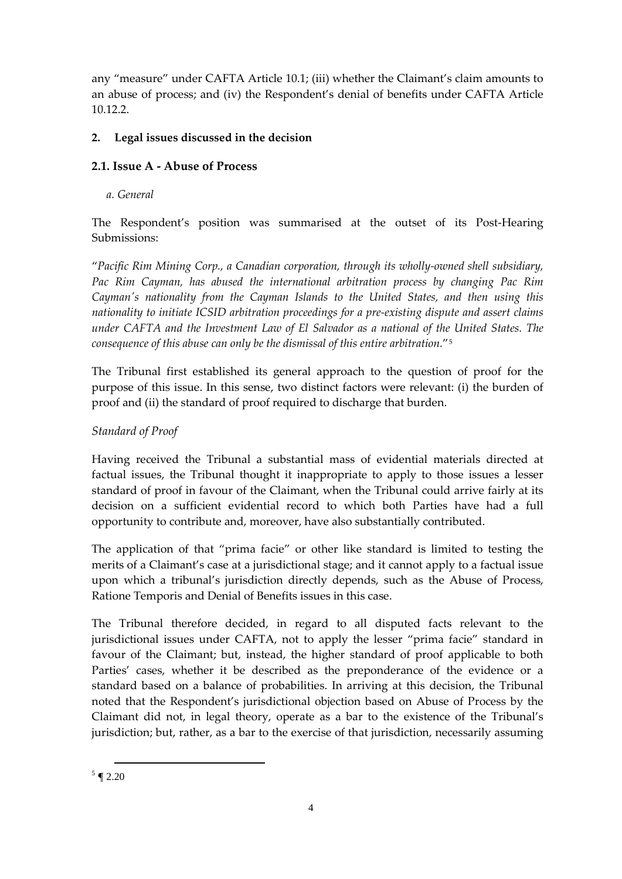any "measure" under CAFTA Article 10.1; (iii) whether the Claimant's claim amounts to an abuse of process; and (iv) the Respondent's denial of benefits under CAFTA Article 10.12.2.

## 2. Legal issues discussed in the decision

### 2.1. Issue A - Abuse of Process

*a. General*

The Respondent's position was summarised at the outset of its Post-Hearing Submissions:

"*Pacific Rim Mining Corp., a Canadian corporation, through its wholly-owned shell subsidiary, Pac Rim Cayman, has abused the international arbitration process by changing Pac Rim Cayman's nationality from the Cayman Islands to the United States, and then using this nationality to initiate ICSID arbitration proceedings for a pre-existing dispute and assert claims under CAFTA and the Investment Law of El Salvador as a national of the United States. The consequence of this abuse can only be the dismissal of this entire arbitration.*"[5]

The Tribunal first established its general approach to the question of proof for the purpose of this issue. In this sense, two distinct factors were relevant: (i) the burden of proof and (ii) the standard of proof required to discharge that burden.

*Standard of Proof*

Having received the Tribunal a substantial mass of evidential materials directed at factual issues, the Tribunal thought it inappropriate to apply to those issues a lesser standard of proof in favour of the Claimant, when the Tribunal could arrive fairly at its decision on a sufficient evidential record to which both Parties have had a full opportunity to contribute and, moreover, have also substantially contributed.

The application of that "prima facie" or other like standard is limited to testing the merits of a Claimant's case at a jurisdictional stage; and it cannot apply to a factual issue upon which a tribunal's jurisdiction directly depends, such as the Abuse of Process, Ratione Temporis and Denial of Benefits issues in this case.

The Tribunal therefore decided, in regard to all disputed facts relevant to the jurisdictional issues under CAFTA, not to apply the lesser "prima facie" standard in favour of the Claimant; but, instead, the higher standard of proof applicable to both Parties' cases, whether it be described as the preponderance of the evidence or a standard based on a balance of probabilities. In arriving at this decision, the Tribunal noted that the Respondent's jurisdictional objection based on Abuse of Process by the Claimant did not, in legal theory, operate as a bar to the existence of the Tribunal's jurisdiction; but, rather, as a bar to the exercise of that jurisdiction, necessarily assuming

[5] ¶ 2.20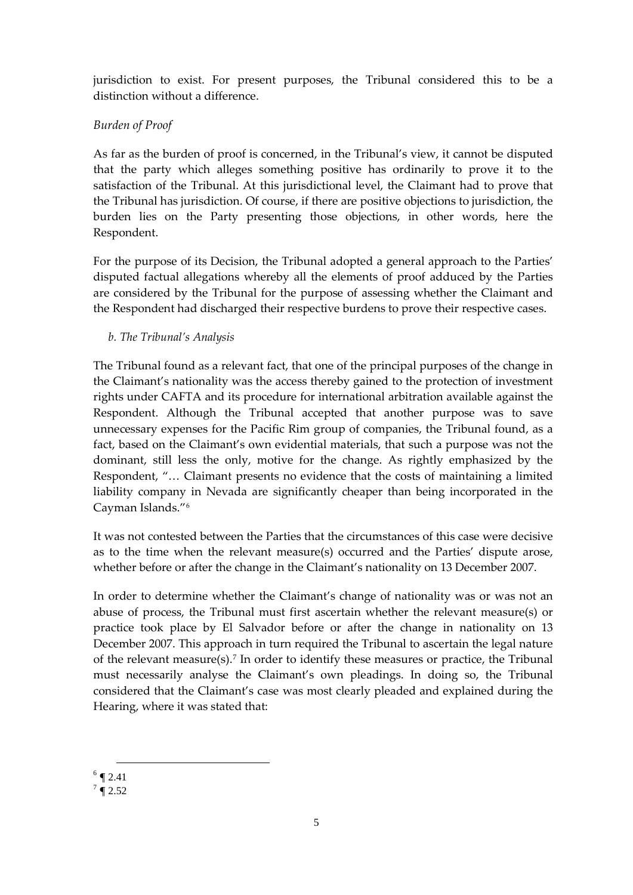jurisdiction to exist. For present purposes, the Tribunal considered this to be a distinction without a difference.

*Burden of Proof*

As far as the burden of proof is concerned, in the Tribunal's view, it cannot be disputed that the party which alleges something positive has ordinarily to prove it to the satisfaction of the Tribunal. At this jurisdictional level, the Claimant had to prove that the Tribunal has jurisdiction. Of course, if there are positive objections to jurisdiction, the burden lies on the Party presenting those objections, in other words, here the Respondent.

For the purpose of its Decision, the Tribunal adopted a general approach to the Parties' disputed factual allegations whereby all the elements of proof adduced by the Parties are considered by the Tribunal for the purpose of assessing whether the Claimant and the Respondent had discharged their respective burdens to prove their respective cases.

*b. The Tribunal's Analysis*

The Tribunal found as a relevant fact, that one of the principal purposes of the change in the Claimant's nationality was the access thereby gained to the protection of investment rights under CAFTA and its procedure for international arbitration available against the Respondent. Although the Tribunal accepted that another purpose was to save unnecessary expenses for the Pacific Rim group of companies, the Tribunal found, as a fact, based on the Claimant's own evidential materials, that such a purpose was not the dominant, still less the only, motive for the change. As rightly emphasized by the Respondent, "… Claimant presents no evidence that the costs of maintaining a limited liability company in Nevada are significantly cheaper than being incorporated in the Cayman Islands."[6]

It was not contested between the Parties that the circumstances of this case were decisive as to the time when the relevant measure(s) occurred and the Parties' dispute arose, whether before or after the change in the Claimant's nationality on 13 December 2007.

In order to determine whether the Claimant's change of nationality was or was not an abuse of process, the Tribunal must first ascertain whether the relevant measure(s) or practice took place by El Salvador before or after the change in nationality on 13 December 2007. This approach in turn required the Tribunal to ascertain the legal nature of the relevant measure(s).[7] In order to identify these measures or practice, the Tribunal must necessarily analyse the Claimant's own pleadings. In doing so, the Tribunal considered that the Claimant's case was most clearly pleaded and explained during the Hearing, where it was stated that:

---

[6] ¶ 2.41

[7] ¶ 2.52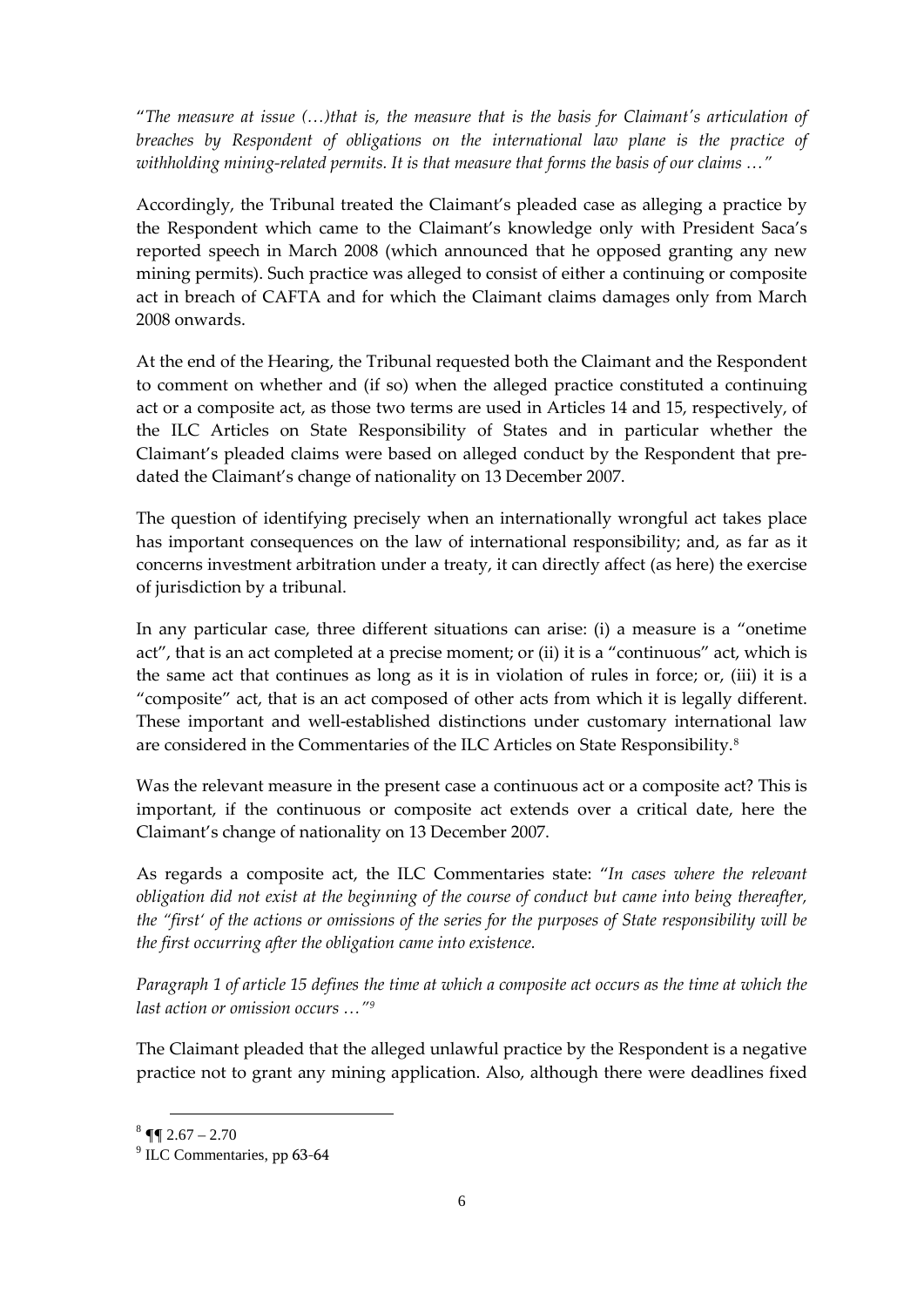"*The measure at issue (…)that is, the measure that is the basis for Claimant's articulation of breaches by Respondent of obligations on the international law plane is the practice of withholding mining-related permits. It is that measure that forms the basis of our claims …"*

Accordingly, the Tribunal treated the Claimant's pleaded case as alleging a practice by the Respondent which came to the Claimant's knowledge only with President Saca's reported speech in March 2008 (which announced that he opposed granting any new mining permits). Such practice was alleged to consist of either a continuing or composite act in breach of CAFTA and for which the Claimant claims damages only from March 2008 onwards.

At the end of the Hearing, the Tribunal requested both the Claimant and the Respondent to comment on whether and (if so) when the alleged practice constituted a continuing act or a composite act, as those two terms are used in Articles 14 and 15, respectively, of the ILC Articles on State Responsibility of States and in particular whether the Claimant's pleaded claims were based on alleged conduct by the Respondent that pre-dated the Claimant's change of nationality on 13 December 2007.

The question of identifying precisely when an internationally wrongful act takes place has important consequences on the law of international responsibility; and, as far as it concerns investment arbitration under a treaty, it can directly affect (as here) the exercise of jurisdiction by a tribunal.

In any particular case, three different situations can arise: (i) a measure is a "onetime act", that is an act completed at a precise moment; or (ii) it is a "continuous" act, which is the same act that continues as long as it is in violation of rules in force; or, (iii) it is a "composite" act, that is an act composed of other acts from which it is legally different. These important and well-established distinctions under customary international law are considered in the Commentaries of the ILC Articles on State Responsibility.[8]

Was the relevant measure in the present case a continuous act or a composite act? This is important, if the continuous or composite act extends over a critical date, here the Claimant's change of nationality on 13 December 2007.

As regards a composite act, the ILC Commentaries state: "*In cases where the relevant obligation did not exist at the beginning of the course of conduct but came into being thereafter, the "first' of the actions or omissions of the series for the purposes of State responsibility will be the first occurring after the obligation came into existence.*

*Paragraph 1 of article 15 defines the time at which a composite act occurs as the time at which the last action or omission occurs …"*[9]

The Claimant pleaded that the alleged unlawful practice by the Respondent is a negative practice not to grant any mining application. Also, although there were deadlines fixed

---

[8] ¶¶ 2.67 – 2.70

[9] ILC Commentaries, pp 63-64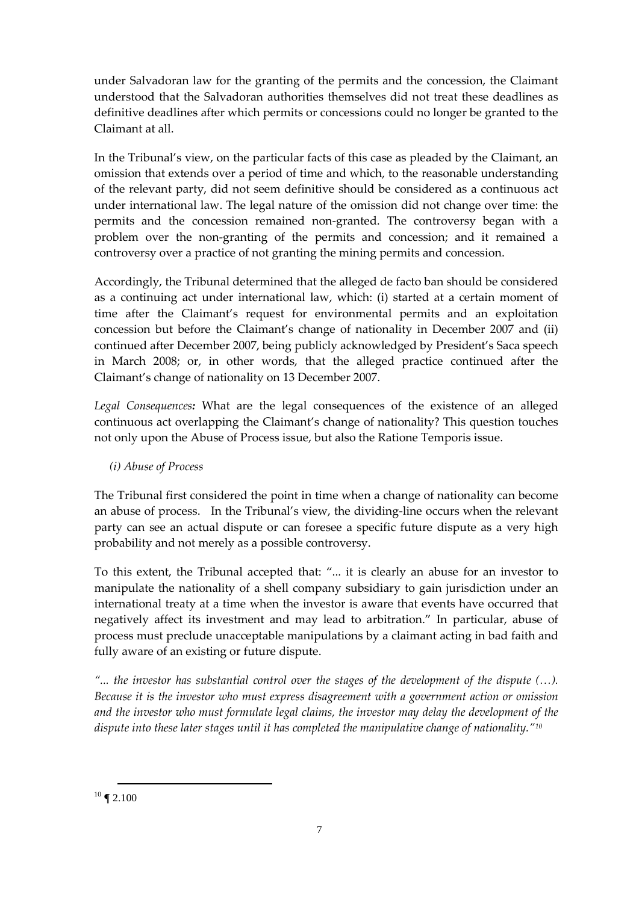under Salvadoran law for the granting of the permits and the concession, the Claimant understood that the Salvadoran authorities themselves did not treat these deadlines as definitive deadlines after which permits or concessions could no longer be granted to the Claimant at all.

In the Tribunal's view, on the particular facts of this case as pleaded by the Claimant, an omission that extends over a period of time and which, to the reasonable understanding of the relevant party, did not seem definitive should be considered as a continuous act under international law. The legal nature of the omission did not change over time: the permits and the concession remained non-granted. The controversy began with a problem over the non-granting of the permits and concession; and it remained a controversy over a practice of not granting the mining permits and concession.

Accordingly, the Tribunal determined that the alleged de facto ban should be considered as a continuing act under international law, which: (i) started at a certain moment of time after the Claimant's request for environmental permits and an exploitation concession but before the Claimant's change of nationality in December 2007 and (ii) continued after December 2007, being publicly acknowledged by President's Saca speech in March 2008; or, in other words, that the alleged practice continued after the Claimant's change of nationality on 13 December 2007.

*Legal Consequences:* What are the legal consequences of the existence of an alleged continuous act overlapping the Claimant's change of nationality? This question touches not only upon the Abuse of Process issue, but also the Ratione Temporis issue.

*(i) Abuse of Process*

The Tribunal first considered the point in time when a change of nationality can become an abuse of process. In the Tribunal's view, the dividing-line occurs when the relevant party can see an actual dispute or can foresee a specific future dispute as a very high probability and not merely as a possible controversy.

To this extent, the Tribunal accepted that: "... it is clearly an abuse for an investor to manipulate the nationality of a shell company subsidiary to gain jurisdiction under an international treaty at a time when the investor is aware that events have occurred that negatively affect its investment and may lead to arbitration." In particular, abuse of process must preclude unacceptable manipulations by a claimant acting in bad faith and fully aware of an existing or future dispute.

*"... the investor has substantial control over the stages of the development of the dispute (…). Because it is the investor who must express disagreement with a government action or omission and the investor who must formulate legal claims, the investor may delay the development of the dispute into these later stages until it has completed the manipulative change of nationality."*[10]

---

[10] ¶ 2.100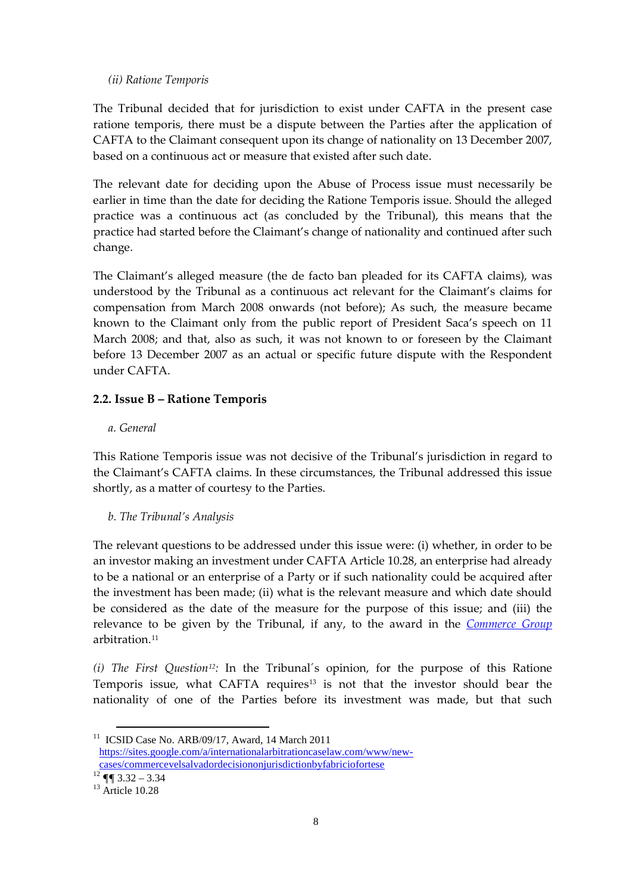*(ii) Ratione Temporis*

The Tribunal decided that for jurisdiction to exist under CAFTA in the present case ratione temporis, there must be a dispute between the Parties after the application of CAFTA to the Claimant consequent upon its change of nationality on 13 December 2007, based on a continuous act or measure that existed after such date.

The relevant date for deciding upon the Abuse of Process issue must necessarily be earlier in time than the date for deciding the Ratione Temporis issue. Should the alleged practice was a continuous act (as concluded by the Tribunal), this means that the practice had started before the Claimant's change of nationality and continued after such change.

The Claimant's alleged measure (the de facto ban pleaded for its CAFTA claims), was understood by the Tribunal as a continuous act relevant for the Claimant's claims for compensation from March 2008 onwards (not before); As such, the measure became known to the Claimant only from the public report of President Saca's speech on 11 March 2008; and that, also as such, it was not known to or foreseen by the Claimant before 13 December 2007 as an actual or specific future dispute with the Respondent under CAFTA.

### 2.2. Issue B – Ratione Temporis

*a. General*

This Ratione Temporis issue was not decisive of the Tribunal's jurisdiction in regard to the Claimant's CAFTA claims. In these circumstances, the Tribunal addressed this issue shortly, as a matter of courtesy to the Parties.

*b. The Tribunal's Analysis*

The relevant questions to be addressed under this issue were: (i) whether, in order to be an investor making an investment under CAFTA Article 10.28, an enterprise had already to be a national or an enterprise of a Party or if such nationality could be acquired after the investment has been made; (ii) what is the relevant measure and which date should be considered as the date of the measure for the purpose of this issue; and (iii) the relevance to be given by the Tribunal, if any, to the award in the *Commerce Group* arbitration.[11]

*(i) The First Question[12]:* In the Tribunal´s opinion, for the purpose of this Ratione Temporis issue, what CAFTA requires[13] is not that the investor should bear the nationality of one of the Parties before its investment was made, but that such

---

[11] ICSID Case No. ARB/09/17, Award, 14 March 2011 https://sites.google.com/a/internationalarbitrationcaselaw.com/www/new-cases/commercevelsalvadordecisiononjurisdictionbyfabriciofortese

[12] ¶¶ 3.32 – 3.34

[13] Article 10.28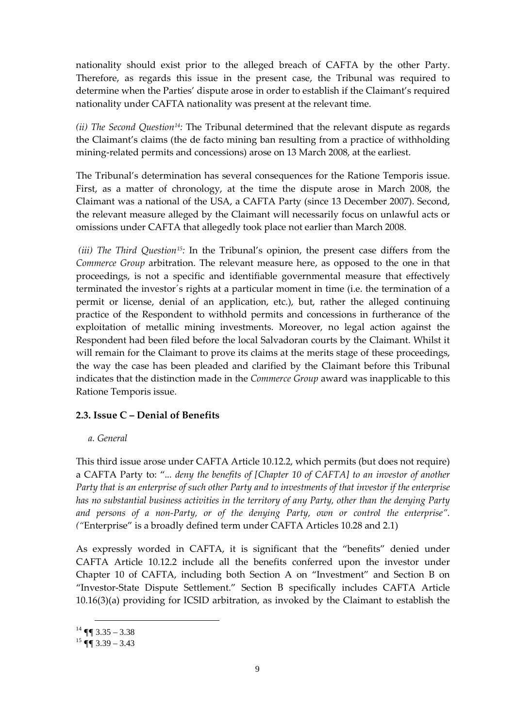nationality should exist prior to the alleged breach of CAFTA by the other Party. Therefore, as regards this issue in the present case, the Tribunal was required to determine when the Parties' dispute arose in order to establish if the Claimant's required nationality under CAFTA nationality was present at the relevant time.

*(ii) The Second Question*[14]: The Tribunal determined that the relevant dispute as regards the Claimant's claims (the de facto mining ban resulting from a practice of withholding mining-related permits and concessions) arose on 13 March 2008, at the earliest.

The Tribunal's determination has several consequences for the Ratione Temporis issue. First, as a matter of chronology, at the time the dispute arose in March 2008, the Claimant was a national of the USA, a CAFTA Party (since 13 December 2007). Second, the relevant measure alleged by the Claimant will necessarily focus on unlawful acts or omissions under CAFTA that allegedly took place not earlier than March 2008.

*(iii) The Third Question*[15]: In the Tribunal's opinion, the present case differs from the *Commerce Group* arbitration. The relevant measure here, as opposed to the one in that proceedings, is not a specific and identifiable governmental measure that effectively terminated the investor´s rights at a particular moment in time (i.e. the termination of a permit or license, denial of an application, etc.), but, rather the alleged continuing practice of the Respondent to withhold permits and concessions in furtherance of the exploitation of metallic mining investments. Moreover, no legal action against the Respondent had been filed before the local Salvadoran courts by the Claimant. Whilst it will remain for the Claimant to prove its claims at the merits stage of these proceedings, the way the case has been pleaded and clarified by the Claimant before this Tribunal indicates that the distinction made in the *Commerce Group* award was inapplicable to this Ratione Temporis issue.

### 2.3. Issue C – Denial of Benefits

*a. General*

This third issue arose under CAFTA Article 10.12.2, which permits (but does not require) a CAFTA Party to: "*... deny the benefits of [Chapter 10 of CAFTA] to an investor of another Party that is an enterprise of such other Party and to investments of that investor if the enterprise has no substantial business activities in the territory of any Party, other than the denying Party and persons of a non-Party, or of the denying Party, own or control the enterprise*". *("*Enterprise" is a broadly defined term under CAFTA Articles 10.28 and 2.1)

As expressly worded in CAFTA, it is significant that the "benefits" denied under CAFTA Article 10.12.2 include all the benefits conferred upon the investor under Chapter 10 of CAFTA, including both Section A on "Investment" and Section B on "Investor-State Dispute Settlement." Section B specifically includes CAFTA Article 10.16(3)(a) providing for ICSID arbitration, as invoked by the Claimant to establish the

[14] ¶¶ 3.35 – 3.38

[15] ¶¶ 3.39 – 3.43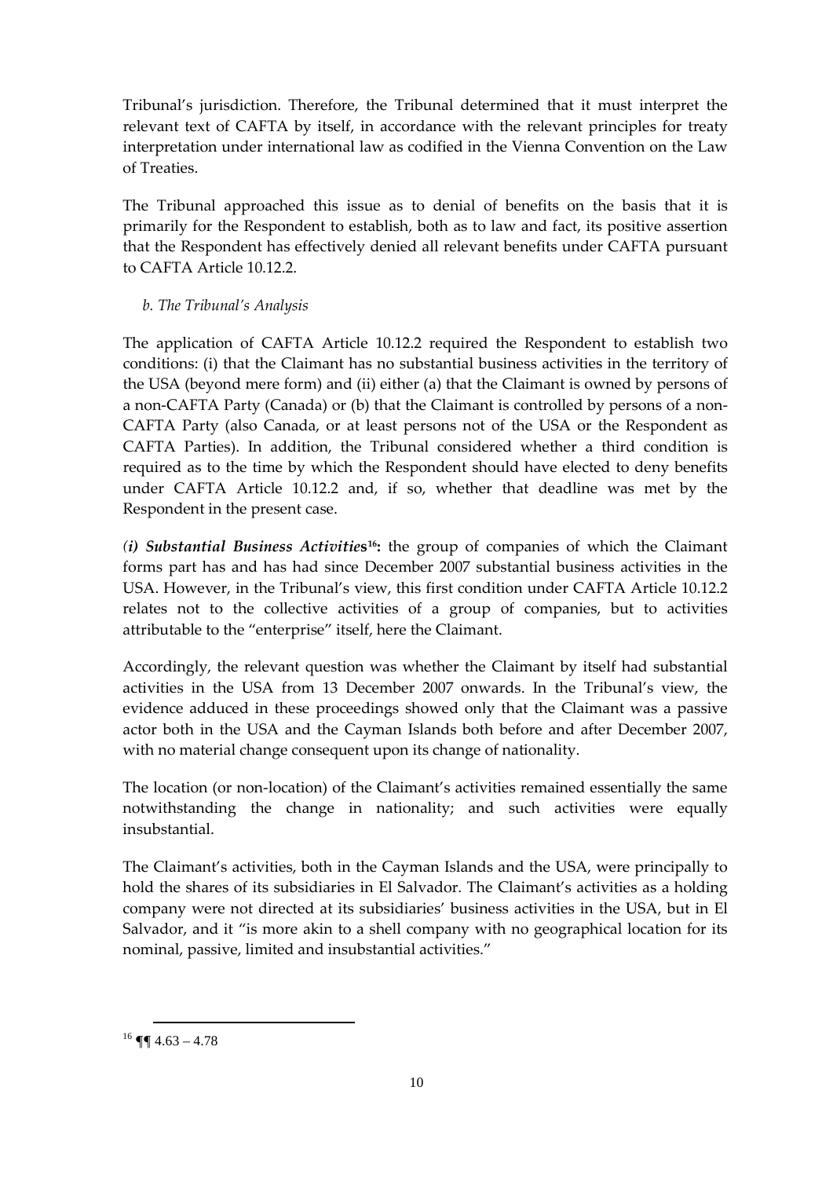Tribunal's jurisdiction. Therefore, the Tribunal determined that it must interpret the relevant text of CAFTA by itself, in accordance with the relevant principles for treaty interpretation under international law as codified in the Vienna Convention on the Law of Treaties.

The Tribunal approached this issue as to denial of benefits on the basis that it is primarily for the Respondent to establish, both as to law and fact, its positive assertion that the Respondent has effectively denied all relevant benefits under CAFTA pursuant to CAFTA Article 10.12.2.

*b. The Tribunal's Analysis*

The application of CAFTA Article 10.12.2 required the Respondent to establish two conditions: (i) that the Claimant has no substantial business activities in the territory of the USA (beyond mere form) and (ii) either (a) that the Claimant is owned by persons of a non-CAFTA Party (Canada) or (b) that the Claimant is controlled by persons of a non-CAFTA Party (also Canada, or at least persons not of the USA or the Respondent as CAFTA Parties). In addition, the Tribunal considered whether a third condition is required as to the time by which the Respondent should have elected to deny benefits under CAFTA Article 10.12.2 and, if so, whether that deadline was met by the Respondent in the present case.

***(i) Substantial Business Activities*[16]:** the group of companies of which the Claimant forms part has and has had since December 2007 substantial business activities in the USA. However, in the Tribunal's view, this first condition under CAFTA Article 10.12.2 relates not to the collective activities of a group of companies, but to activities attributable to the "enterprise" itself, here the Claimant.

Accordingly, the relevant question was whether the Claimant by itself had substantial activities in the USA from 13 December 2007 onwards. In the Tribunal's view, the evidence adduced in these proceedings showed only that the Claimant was a passive actor both in the USA and the Cayman Islands both before and after December 2007, with no material change consequent upon its change of nationality.

The location (or non-location) of the Claimant's activities remained essentially the same notwithstanding the change in nationality; and such activities were equally insubstantial.

The Claimant's activities, both in the Cayman Islands and the USA, were principally to hold the shares of its subsidiaries in El Salvador. The Claimant's activities as a holding company were not directed at its subsidiaries' business activities in the USA, but in El Salvador, and it "is more akin to a shell company with no geographical location for its nominal, passive, limited and insubstantial activities."

[16] ¶¶ 4.63 – 4.78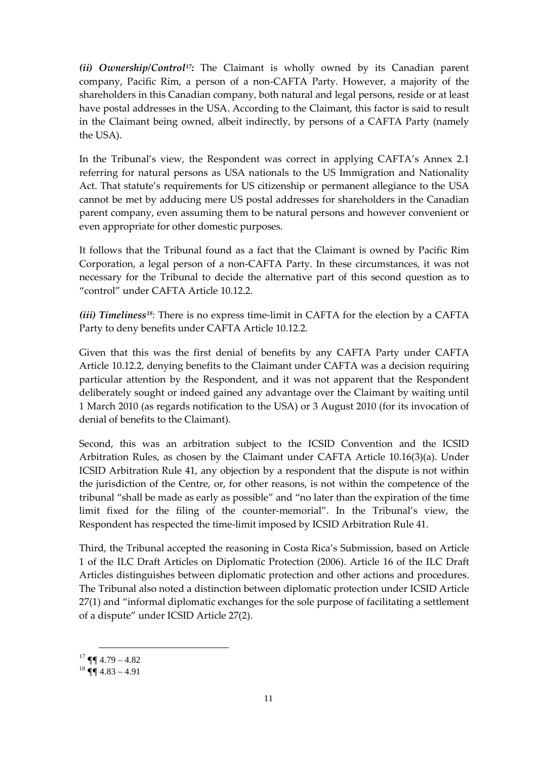***(ii) Ownership/Control*[17]*:*** The Claimant is wholly owned by its Canadian parent company, Pacific Rim, a person of a non-CAFTA Party. However, a majority of the shareholders in this Canadian company, both natural and legal persons, reside or at least have postal addresses in the USA. According to the Claimant, this factor is said to result in the Claimant being owned, albeit indirectly, by persons of a CAFTA Party (namely the USA).

In the Tribunal's view, the Respondent was correct in applying CAFTA's Annex 2.1 referring for natural persons as USA nationals to the US Immigration and Nationality Act. That statute's requirements for US citizenship or permanent allegiance to the USA cannot be met by adducing mere US postal addresses for shareholders in the Canadian parent company, even assuming them to be natural persons and however convenient or even appropriate for other domestic purposes.

It follows that the Tribunal found as a fact that the Claimant is owned by Pacific Rim Corporation, a legal person of a non-CAFTA Party. In these circumstances, it was not necessary for the Tribunal to decide the alternative part of this second question as to "control" under CAFTA Article 10.12.2.

***(iii) Timeliness*[18]*:*** There is no express time-limit in CAFTA for the election by a CAFTA Party to deny benefits under CAFTA Article 10.12.2.

Given that this was the first denial of benefits by any CAFTA Party under CAFTA Article 10.12.2, denying benefits to the Claimant under CAFTA was a decision requiring particular attention by the Respondent, and it was not apparent that the Respondent deliberately sought or indeed gained any advantage over the Claimant by waiting until 1 March 2010 (as regards notification to the USA) or 3 August 2010 (for its invocation of denial of benefits to the Claimant).

Second, this was an arbitration subject to the ICSID Convention and the ICSID Arbitration Rules, as chosen by the Claimant under CAFTA Article 10.16(3)(a). Under ICSID Arbitration Rule 41, any objection by a respondent that the dispute is not within the jurisdiction of the Centre, or, for other reasons, is not within the competence of the tribunal "shall be made as early as possible" and "no later than the expiration of the time limit fixed for the filing of the counter-memorial". In the Tribunal's view, the Respondent has respected the time-limit imposed by ICSID Arbitration Rule 41.

Third, the Tribunal accepted the reasoning in Costa Rica's Submission, based on Article 1 of the ILC Draft Articles on Diplomatic Protection (2006). Article 16 of the ILC Draft Articles distinguishes between diplomatic protection and other actions and procedures. The Tribunal also noted a distinction between diplomatic protection under ICSID Article 27(1) and "informal diplomatic exchanges for the sole purpose of facilitating a settlement of a dispute" under ICSID Article 27(2).

---

[17] ¶¶ 4.79 – 4.82

[18] ¶¶ 4.83 – 4.91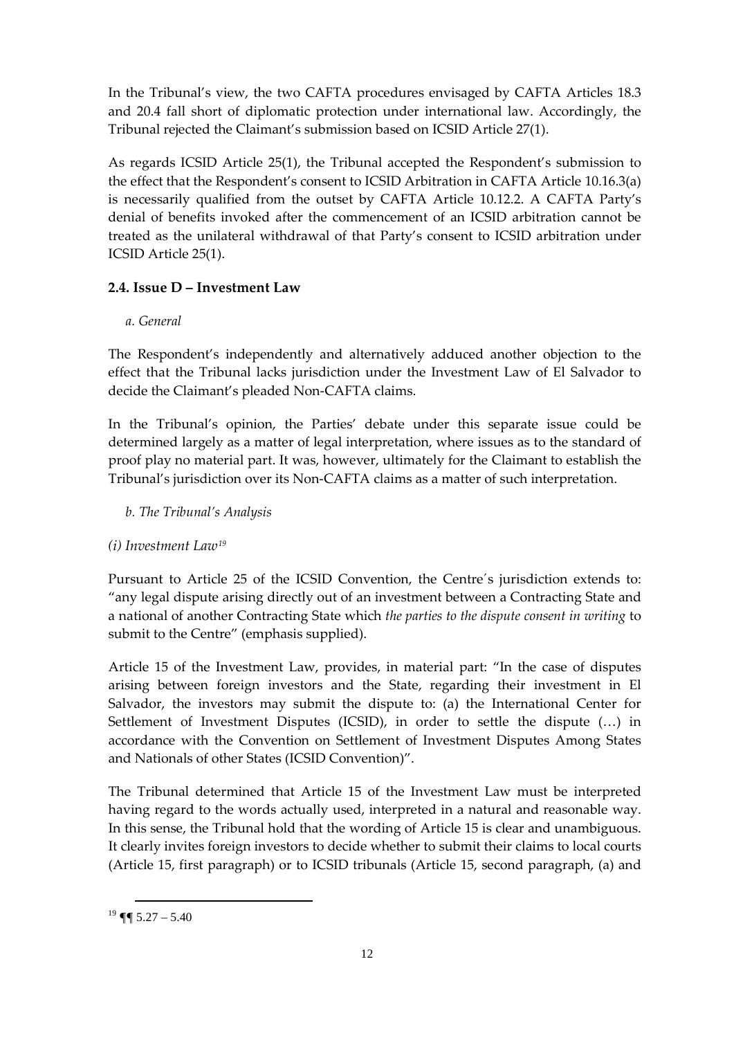In the Tribunal's view, the two CAFTA procedures envisaged by CAFTA Articles 18.3 and 20.4 fall short of diplomatic protection under international law. Accordingly, the Tribunal rejected the Claimant's submission based on ICSID Article 27(1).

As regards ICSID Article 25(1), the Tribunal accepted the Respondent's submission to the effect that the Respondent's consent to ICSID Arbitration in CAFTA Article 10.16.3(a) is necessarily qualified from the outset by CAFTA Article 10.12.2. A CAFTA Party's denial of benefits invoked after the commencement of an ICSID arbitration cannot be treated as the unilateral withdrawal of that Party's consent to ICSID arbitration under ICSID Article 25(1).

### 2.4. Issue D – Investment Law

*a. General*

The Respondent's independently and alternatively adduced another objection to the effect that the Tribunal lacks jurisdiction under the Investment Law of El Salvador to decide the Claimant's pleaded Non-CAFTA claims.

In the Tribunal's opinion, the Parties' debate under this separate issue could be determined largely as a matter of legal interpretation, where issues as to the standard of proof play no material part. It was, however, ultimately for the Claimant to establish the Tribunal's jurisdiction over its Non-CAFTA claims as a matter of such interpretation.

*b. The Tribunal's Analysis*

*(i) Investment Law*[19]

Pursuant to Article 25 of the ICSID Convention, the Centre´s jurisdiction extends to: "any legal dispute arising directly out of an investment between a Contracting State and a national of another Contracting State which *the parties to the dispute consent in writing* to submit to the Centre" (emphasis supplied).

Article 15 of the Investment Law, provides, in material part: "In the case of disputes arising between foreign investors and the State, regarding their investment in El Salvador, the investors may submit the dispute to: (a) the International Center for Settlement of Investment Disputes (ICSID), in order to settle the dispute (…) in accordance with the Convention on Settlement of Investment Disputes Among States and Nationals of other States (ICSID Convention)".

The Tribunal determined that Article 15 of the Investment Law must be interpreted having regard to the words actually used, interpreted in a natural and reasonable way. In this sense, the Tribunal hold that the wording of Article 15 is clear and unambiguous. It clearly invites foreign investors to decide whether to submit their claims to local courts (Article 15, first paragraph) or to ICSID tribunals (Article 15, second paragraph, (a) and

[19] ¶¶ 5.27 – 5.40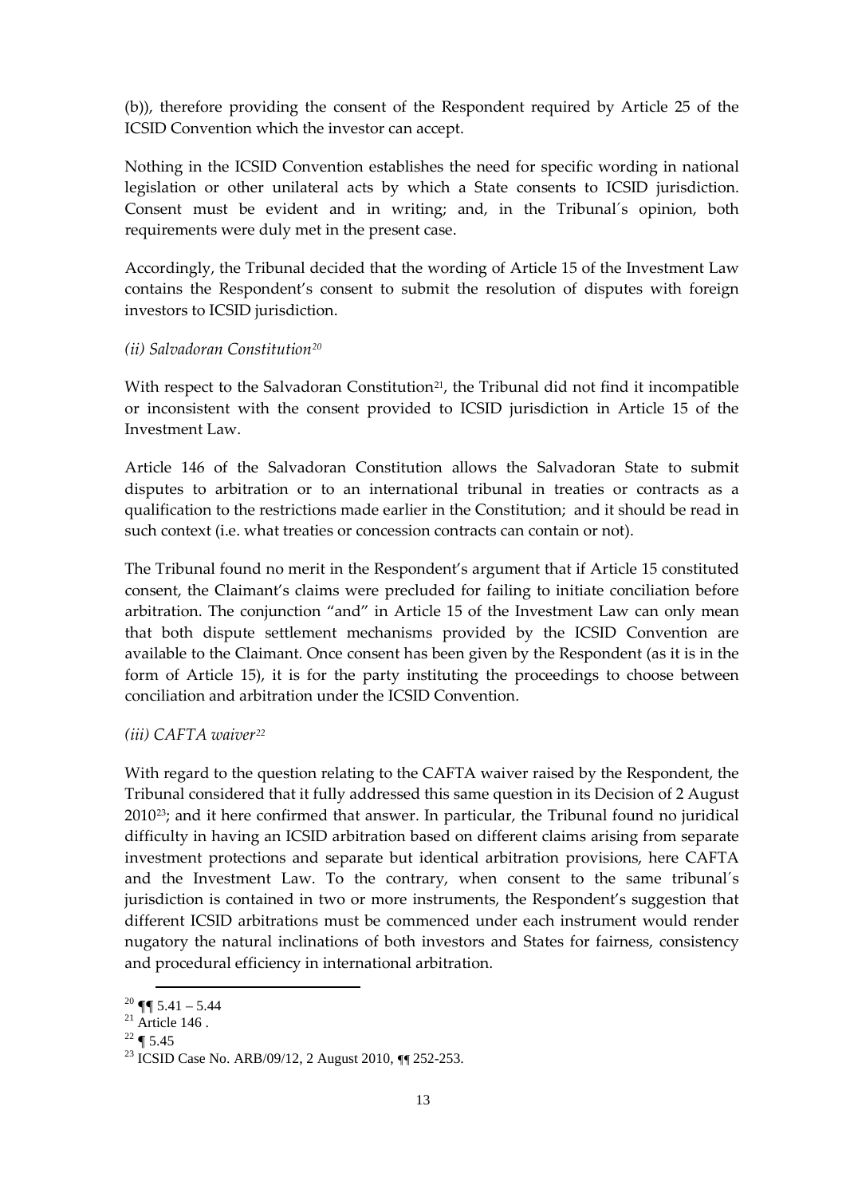(b)), therefore providing the consent of the Respondent required by Article 25 of the ICSID Convention which the investor can accept.

Nothing in the ICSID Convention establishes the need for specific wording in national legislation or other unilateral acts by which a State consents to ICSID jurisdiction. Consent must be evident and in writing; and, in the Tribunal´s opinion, both requirements were duly met in the present case.

Accordingly, the Tribunal decided that the wording of Article 15 of the Investment Law contains the Respondent's consent to submit the resolution of disputes with foreign investors to ICSID jurisdiction.

*(ii) Salvadoran Constitution*[20]

With respect to the Salvadoran Constitution[21], the Tribunal did not find it incompatible or inconsistent with the consent provided to ICSID jurisdiction in Article 15 of the Investment Law.

Article 146 of the Salvadoran Constitution allows the Salvadoran State to submit disputes to arbitration or to an international tribunal in treaties or contracts as a qualification to the restrictions made earlier in the Constitution; and it should be read in such context (i.e. what treaties or concession contracts can contain or not).

The Tribunal found no merit in the Respondent's argument that if Article 15 constituted consent, the Claimant's claims were precluded for failing to initiate conciliation before arbitration. The conjunction "and" in Article 15 of the Investment Law can only mean that both dispute settlement mechanisms provided by the ICSID Convention are available to the Claimant. Once consent has been given by the Respondent (as it is in the form of Article 15), it is for the party instituting the proceedings to choose between conciliation and arbitration under the ICSID Convention.

*(iii) CAFTA waiver*[22]

With regard to the question relating to the CAFTA waiver raised by the Respondent, the Tribunal considered that it fully addressed this same question in its Decision of 2 August 2010[23]; and it here confirmed that answer. In particular, the Tribunal found no juridical difficulty in having an ICSID arbitration based on different claims arising from separate investment protections and separate but identical arbitration provisions, here CAFTA and the Investment Law. To the contrary, when consent to the same tribunal´s jurisdiction is contained in two or more instruments, the Respondent's suggestion that different ICSID arbitrations must be commenced under each instrument would render nugatory the natural inclinations of both investors and States for fairness, consistency and procedural efficiency in international arbitration.

---

[20] ¶¶ 5.41 – 5.44

[21] Article 146 .

[22] ¶ 5.45

[23] ICSID Case No. ARB/09/12, 2 August 2010, ¶¶ 252-253.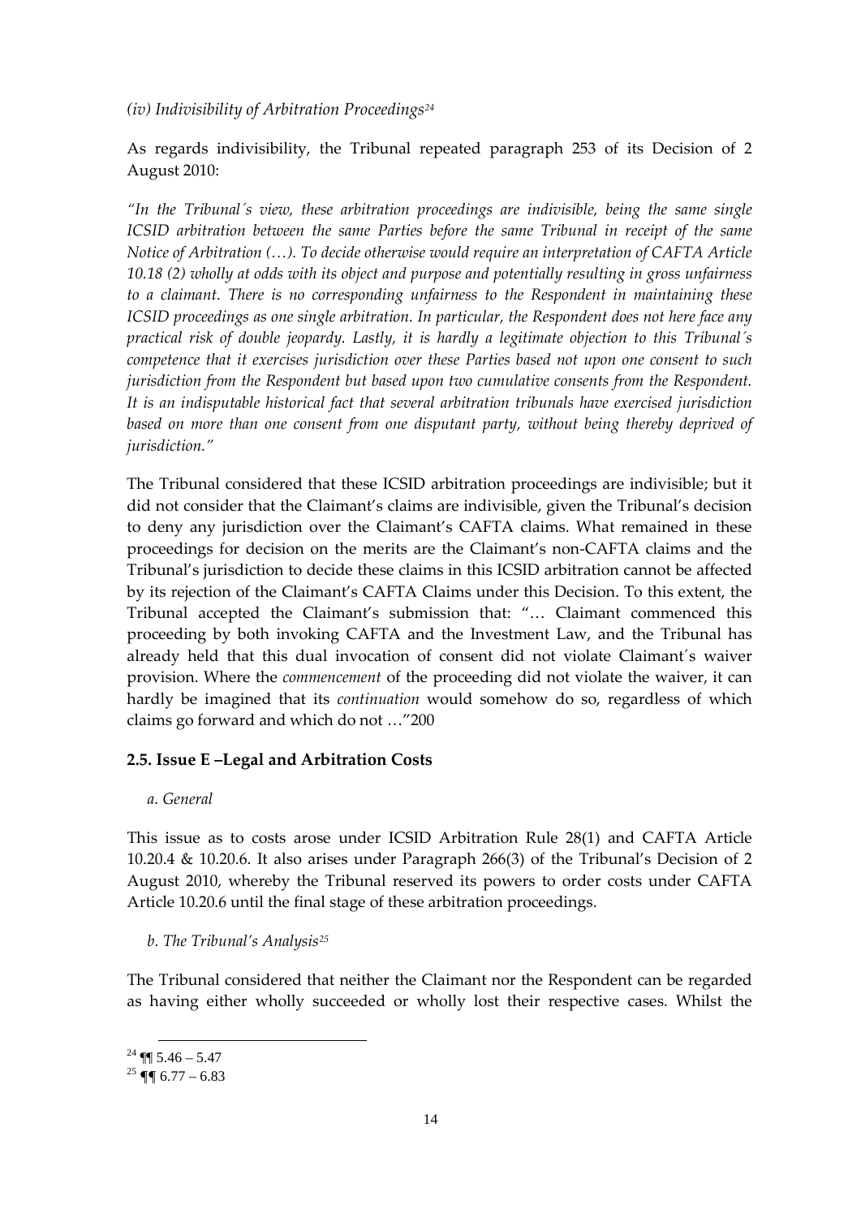*(iv) Indivisibility of Arbitration Proceedings*[24]

As regards indivisibility, the Tribunal repeated paragraph 253 of its Decision of 2 August 2010:

*"In the Tribunal´s view, these arbitration proceedings are indivisible, being the same single ICSID arbitration between the same Parties before the same Tribunal in receipt of the same Notice of Arbitration (…). To decide otherwise would require an interpretation of CAFTA Article 10.18 (2) wholly at odds with its object and purpose and potentially resulting in gross unfairness to a claimant. There is no corresponding unfairness to the Respondent in maintaining these ICSID proceedings as one single arbitration. In particular, the Respondent does not here face any practical risk of double jeopardy. Lastly, it is hardly a legitimate objection to this Tribunal´s competence that it exercises jurisdiction over these Parties based not upon one consent to such jurisdiction from the Respondent but based upon two cumulative consents from the Respondent. It is an indisputable historical fact that several arbitration tribunals have exercised jurisdiction based on more than one consent from one disputant party, without being thereby deprived of jurisdiction."*

The Tribunal considered that these ICSID arbitration proceedings are indivisible; but it did not consider that the Claimant's claims are indivisible, given the Tribunal's decision to deny any jurisdiction over the Claimant's CAFTA claims. What remained in these proceedings for decision on the merits are the Claimant's non-CAFTA claims and the Tribunal's jurisdiction to decide these claims in this ICSID arbitration cannot be affected by its rejection of the Claimant's CAFTA Claims under this Decision. To this extent, the Tribunal accepted the Claimant's submission that: "… Claimant commenced this proceeding by both invoking CAFTA and the Investment Law, and the Tribunal has already held that this dual invocation of consent did not violate Claimant´s waiver provision. Where the *commencement* of the proceeding did not violate the waiver, it can hardly be imagined that its *continuation* would somehow do so, regardless of which claims go forward and which do not …"200

## 2.5. Issue E –Legal and Arbitration Costs

*a. General*

This issue as to costs arose under ICSID Arbitration Rule 28(1) and CAFTA Article 10.20.4 & 10.20.6. It also arises under Paragraph 266(3) of the Tribunal's Decision of 2 August 2010, whereby the Tribunal reserved its powers to order costs under CAFTA Article 10.20.6 until the final stage of these arbitration proceedings.

*b. The Tribunal's Analysis*[25]

The Tribunal considered that neither the Claimant nor the Respondent can be regarded as having either wholly succeeded or wholly lost their respective cases. Whilst the

[24] ¶¶ 5.46 – 5.47

[25] ¶¶ 6.77 – 6.83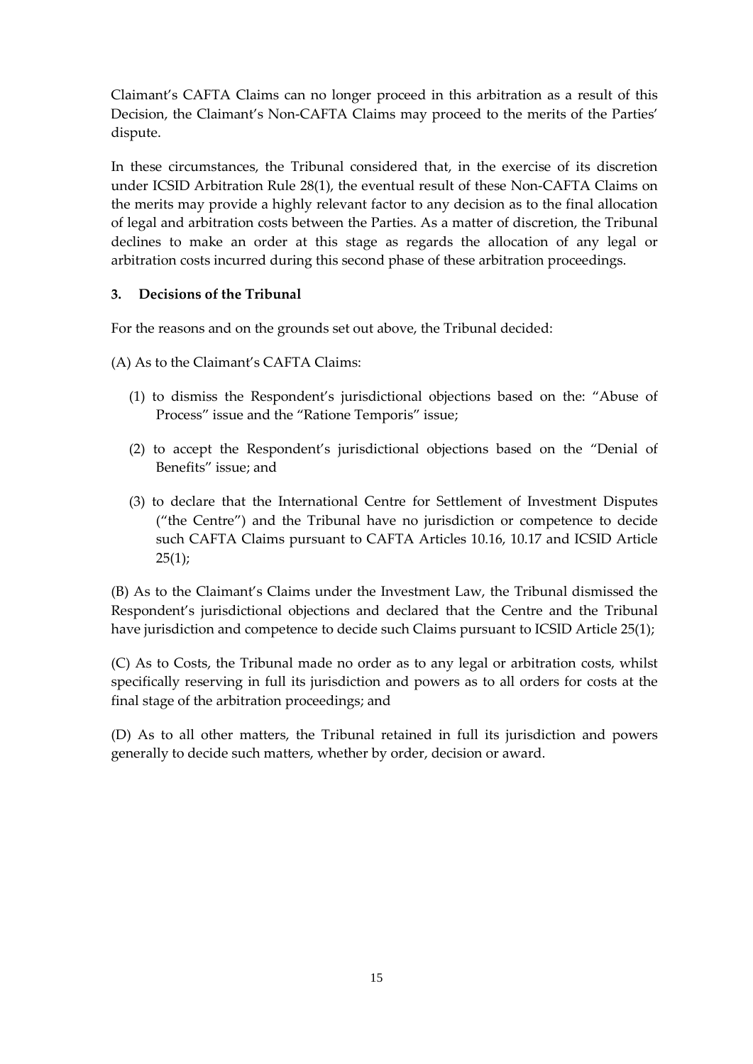Claimant's CAFTA Claims can no longer proceed in this arbitration as a result of this Decision, the Claimant's Non-CAFTA Claims may proceed to the merits of the Parties' dispute.

In these circumstances, the Tribunal considered that, in the exercise of its discretion under ICSID Arbitration Rule 28(1), the eventual result of these Non-CAFTA Claims on the merits may provide a highly relevant factor to any decision as to the final allocation of legal and arbitration costs between the Parties. As a matter of discretion, the Tribunal declines to make an order at this stage as regards the allocation of any legal or arbitration costs incurred during this second phase of these arbitration proceedings.

### 3. Decisions of the Tribunal

For the reasons and on the grounds set out above, the Tribunal decided:

(A) As to the Claimant's CAFTA Claims:

(1) to dismiss the Respondent's jurisdictional objections based on the: "Abuse of Process" issue and the "Ratione Temporis" issue;

(2) to accept the Respondent's jurisdictional objections based on the "Denial of Benefits" issue; and

(3) to declare that the International Centre for Settlement of Investment Disputes ("the Centre") and the Tribunal have no jurisdiction or competence to decide such CAFTA Claims pursuant to CAFTA Articles 10.16, 10.17 and ICSID Article 25(1);

(B) As to the Claimant's Claims under the Investment Law, the Tribunal dismissed the Respondent's jurisdictional objections and declared that the Centre and the Tribunal have jurisdiction and competence to decide such Claims pursuant to ICSID Article 25(1);

(C) As to Costs, the Tribunal made no order as to any legal or arbitration costs, whilst specifically reserving in full its jurisdiction and powers as to all orders for costs at the final stage of the arbitration proceedings; and

(D) As to all other matters, the Tribunal retained in full its jurisdiction and powers generally to decide such matters, whether by order, decision or award.